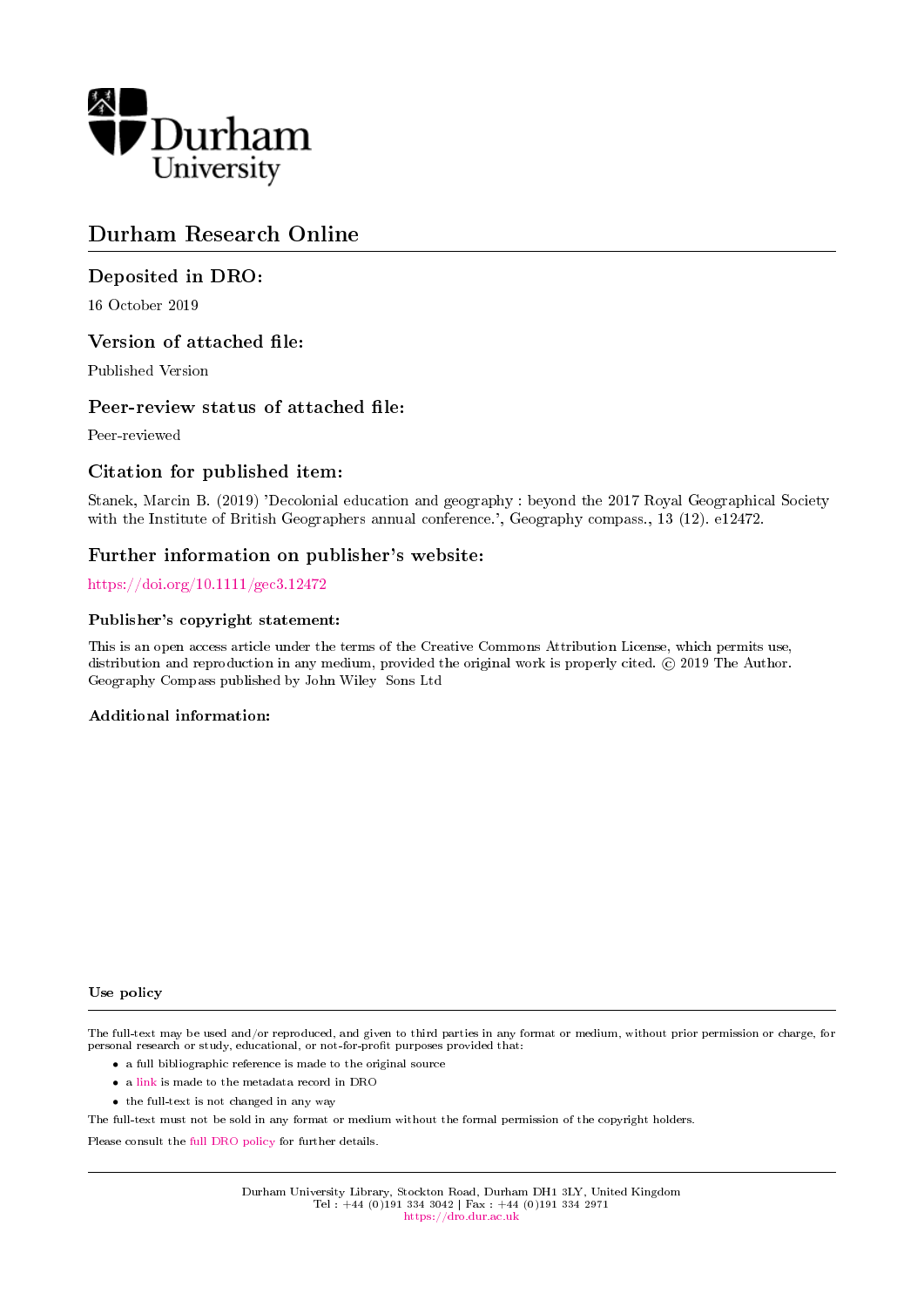Durham University

# Durham Research Online

## Deposited in DRO:

16 October 2019

## Version of attached file:

Published Version

## Peer-review status of attached file:

Peer-reviewed

## Citation for published item:

Stanek, Marcin B. (2019) 'Decolonial education and geography : beyond the 2017 Royal Geographical Society with the Institute of British Geographers annual conference.', Geography compass., 13 (12). e12472.

## Further information on publisher's website:

https://doi.org/10.1111/gec3.12472

### Publisher's copyright statement:

This is an open access article under the terms of the Creative Commons Attribution License, which permits use, distribution and reproduction in any medium, provided the original work is properly cited. © 2019 The Author. Geography Compass published by John Wiley Sons Ltd

### Additional information:

### Use policy

The full-text may be used and/or reproduced, and given to third parties in any format or medium, without prior permission or charge, for personal research or study, educational, or not-for-profit purposes provided that:

- a full bibliographic reference is made to the original source
- a link is made to the metadata record in DRO
- the full-text is not changed in any way

The full-text must not be sold in any format or medium without the formal permission of the copyright holders.

Please consult the full DRO policy for further details.

Durham University Library, Stockton Road, Durham DH1 3LY, United Kingdom
Tel : +44 (0)191 334 3042 | Fax : +44 (0)191 334 2971
https://dro.dur.ac.uk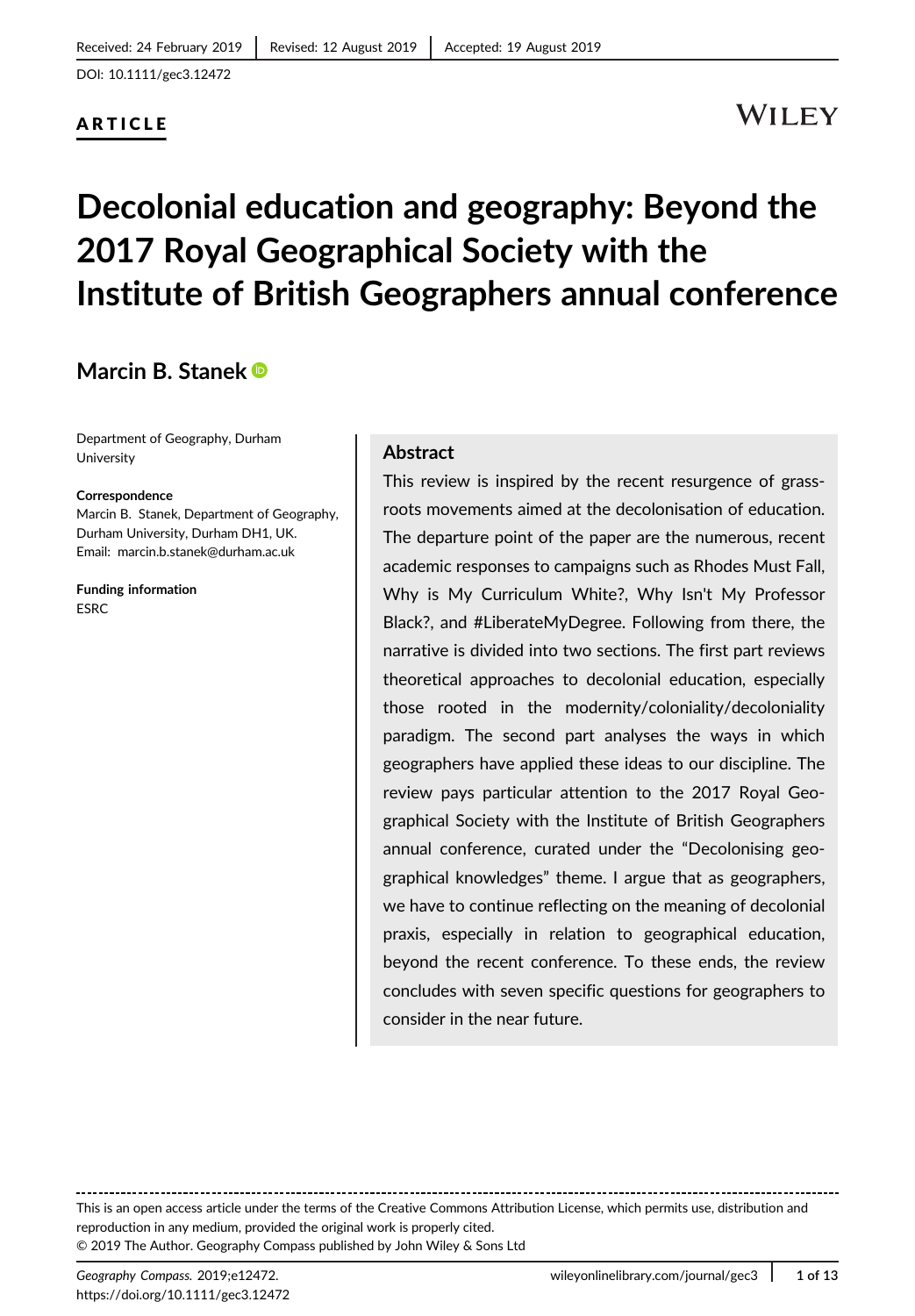Received: 24 February 2019 | Revised: 12 August 2019 | Accepted: 19 August 2019

DOI: 10.1111/gec3.12472

**ARTICLE**

# Decolonial education and geography: Beyond the 2017 Royal Geographical Society with the Institute of British Geographers annual conference

## Marcin B. Stanek

Department of Geography, Durham University

**Correspondence**
Marcin B. Stanek, Department of Geography, Durham University, Durham DH1, UK.
Email: marcin.b.stanek@durham.ac.uk

**Funding information**
ESRC

### Abstract

This review is inspired by the recent resurgence of grassroots movements aimed at the decolonisation of education. The departure point of the paper are the numerous, recent academic responses to campaigns such as Rhodes Must Fall, Why is My Curriculum White?, Why Isn't My Professor Black?, and #LiberateMyDegree. Following from there, the narrative is divided into two sections. The first part reviews theoretical approaches to decolonial education, especially those rooted in the modernity/coloniality/decoloniality paradigm. The second part analyses the ways in which geographers have applied these ideas to our discipline. The review pays particular attention to the 2017 Royal Geographical Society with the Institute of British Geographers annual conference, curated under the "Decolonising geographical knowledges" theme. I argue that as geographers, we have to continue reflecting on the meaning of decolonial praxis, especially in relation to geographical education, beyond the recent conference. To these ends, the review concludes with seven specific questions for geographers to consider in the near future.

This is an open access article under the terms of the Creative Commons Attribution License, which permits use, distribution and reproduction in any medium, provided the original work is properly cited.
© 2019 The Author. Geography Compass published by John Wiley & Sons Ltd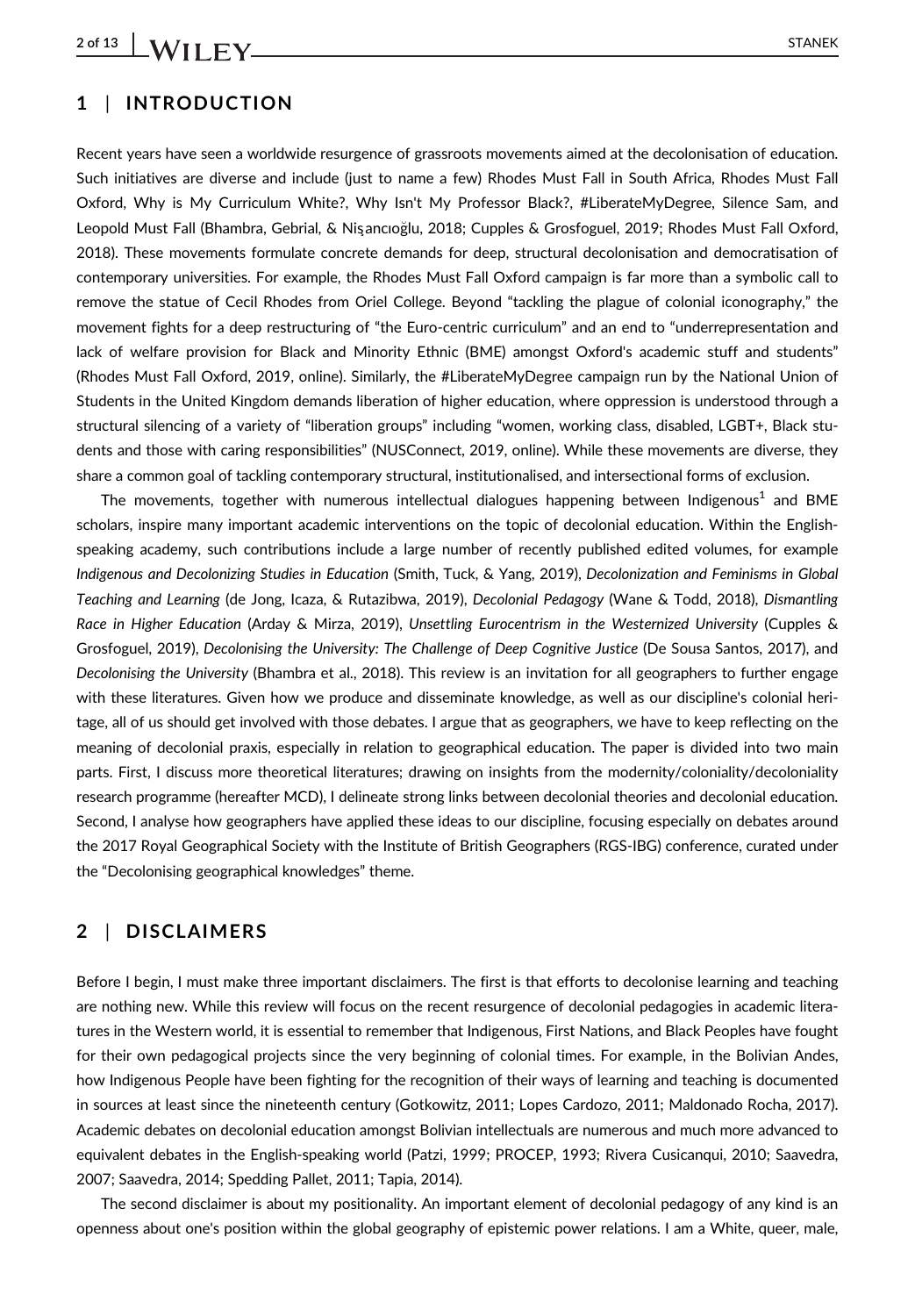## 1 | INTRODUCTION

Recent years have seen a worldwide resurgence of grassroots movements aimed at the decolonisation of education. Such initiatives are diverse and include (just to name a few) Rhodes Must Fall in South Africa, Rhodes Must Fall Oxford, Why is My Curriculum White?, Why Isn't My Professor Black?, #LiberateMyDegree, Silence Sam, and Leopold Must Fall (Bhambra, Gebrial, & Nişancıoğlu, 2018; Cupples & Grosfoguel, 2019; Rhodes Must Fall Oxford, 2018). These movements formulate concrete demands for deep, structural decolonisation and democratisation of contemporary universities. For example, the Rhodes Must Fall Oxford campaign is far more than a symbolic call to remove the statue of Cecil Rhodes from Oriel College. Beyond "tackling the plague of colonial iconography," the movement fights for a deep restructuring of "the Euro-centric curriculum" and an end to "underrepresentation and lack of welfare provision for Black and Minority Ethnic (BME) amongst Oxford's academic stuff and students" (Rhodes Must Fall Oxford, 2019, online). Similarly, the #LiberateMyDegree campaign run by the National Union of Students in the United Kingdom demands liberation of higher education, where oppression is understood through a structural silencing of a variety of "liberation groups" including "women, working class, disabled, LGBT+, Black students and those with caring responsibilities" (NUSConnect, 2019, online). While these movements are diverse, they share a common goal of tackling contemporary structural, institutionalised, and intersectional forms of exclusion.

The movements, together with numerous intellectual dialogues happening between Indigenous[1] and BME scholars, inspire many important academic interventions on the topic of decolonial education. Within the English-speaking academy, such contributions include a large number of recently published edited volumes, for example *Indigenous and Decolonizing Studies in Education* (Smith, Tuck, & Yang, 2019), *Decolonization and Feminisms in Global Teaching and Learning* (de Jong, Icaza, & Rutazibwa, 2019), *Decolonial Pedagogy* (Wane & Todd, 2018), *Dismantling Race in Higher Education* (Arday & Mirza, 2019), *Unsettling Eurocentrism in the Westernized University* (Cupples & Grosfoguel, 2019), *Decolonising the University: The Challenge of Deep Cognitive Justice* (De Sousa Santos, 2017), and *Decolonising the University* (Bhambra et al., 2018). This review is an invitation for all geographers to further engage with these literatures. Given how we produce and disseminate knowledge, as well as our discipline's colonial heritage, all of us should get involved with those debates. I argue that as geographers, we have to keep reflecting on the meaning of decolonial praxis, especially in relation to geographical education. The paper is divided into two main parts. First, I discuss more theoretical literatures; drawing on insights from the modernity/coloniality/decoloniality research programme (hereafter MCD), I delineate strong links between decolonial theories and decolonial education. Second, I analyse how geographers have applied these ideas to our discipline, focusing especially on debates around the 2017 Royal Geographical Society with the Institute of British Geographers (RGS-IBG) conference, curated under the "Decolonising geographical knowledges" theme.

## 2 | DISCLAIMERS

Before I begin, I must make three important disclaimers. The first is that efforts to decolonise learning and teaching are nothing new. While this review will focus on the recent resurgence of decolonial pedagogies in academic literatures in the Western world, it is essential to remember that Indigenous, First Nations, and Black Peoples have fought for their own pedagogical projects since the very beginning of colonial times. For example, in the Bolivian Andes, how Indigenous People have been fighting for the recognition of their ways of learning and teaching is documented in sources at least since the nineteenth century (Gotkowitz, 2011; Lopes Cardozo, 2011; Maldonado Rocha, 2017). Academic debates on decolonial education amongst Bolivian intellectuals are numerous and much more advanced to equivalent debates in the English-speaking world (Patzi, 1999; PROCEP, 1993; Rivera Cusicanqui, 2010; Saavedra, 2007; Saavedra, 2014; Spedding Pallet, 2011; Tapia, 2014).

The second disclaimer is about my positionality. An important element of decolonial pedagogy of any kind is an openness about one's position within the global geography of epistemic power relations. I am a White, queer, male,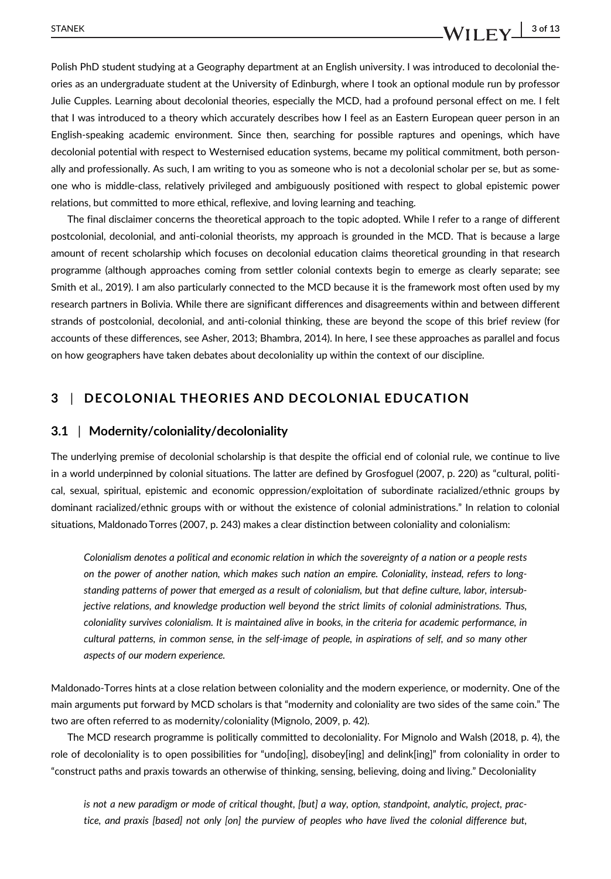Polish PhD student studying at a Geography department at an English university. I was introduced to decolonial theories as an undergraduate student at the University of Edinburgh, where I took an optional module run by professor Julie Cupples. Learning about decolonial theories, especially the MCD, had a profound personal effect on me. I felt that I was introduced to a theory which accurately describes how I feel as an Eastern European queer person in an English-speaking academic environment. Since then, searching for possible raptures and openings, which have decolonial potential with respect to Westernised education systems, became my political commitment, both personally and professionally. As such, I am writing to you as someone who is not a decolonial scholar per se, but as someone who is middle-class, relatively privileged and ambiguously positioned with respect to global epistemic power relations, but committed to more ethical, reflexive, and loving learning and teaching.

The final disclaimer concerns the theoretical approach to the topic adopted. While I refer to a range of different postcolonial, decolonial, and anti-colonial theorists, my approach is grounded in the MCD. That is because a large amount of recent scholarship which focuses on decolonial education claims theoretical grounding in that research programme (although approaches coming from settler colonial contexts begin to emerge as clearly separate; see Smith et al., 2019). I am also particularly connected to the MCD because it is the framework most often used by my research partners in Bolivia. While there are significant differences and disagreements within and between different strands of postcolonial, decolonial, and anti-colonial thinking, these are beyond the scope of this brief review (for accounts of these differences, see Asher, 2013; Bhambra, 2014). In here, I see these approaches as parallel and focus on how geographers have taken debates about decoloniality up within the context of our discipline.

## 3 | DECOLONIAL THEORIES AND DECOLONIAL EDUCATION

### 3.1 | Modernity/coloniality/decoloniality

The underlying premise of decolonial scholarship is that despite the official end of colonial rule, we continue to live in a world underpinned by colonial situations. The latter are defined by Grosfoguel (2007, p. 220) as "cultural, political, sexual, spiritual, epistemic and economic oppression/exploitation of subordinate racialized/ethnic groups by dominant racialized/ethnic groups with or without the existence of colonial administrations." In relation to colonial situations, Maldonado Torres (2007, p. 243) makes a clear distinction between coloniality and colonialism:

> *Colonialism denotes a political and economic relation in which the sovereignty of a nation or a people rests on the power of another nation, which makes such nation an empire. Coloniality, instead, refers to long-standing patterns of power that emerged as a result of colonialism, but that define culture, labor, intersubjective relations, and knowledge production well beyond the strict limits of colonial administrations. Thus, coloniality survives colonialism. It is maintained alive in books, in the criteria for academic performance, in cultural patterns, in common sense, in the self-image of people, in aspirations of self, and so many other aspects of our modern experience.*

Maldonado-Torres hints at a close relation between coloniality and the modern experience, or modernity. One of the main arguments put forward by MCD scholars is that "modernity and coloniality are two sides of the same coin." The two are often referred to as modernity/coloniality (Mignolo, 2009, p. 42).

The MCD research programme is politically committed to decoloniality. For Mignolo and Walsh (2018, p. 4), the role of decoloniality is to open possibilities for "undo[ing], disobey[ing] and delink[ing]" from coloniality in order to "construct paths and praxis towards an otherwise of thinking, sensing, believing, doing and living." Decoloniality

> *is not a new paradigm or mode of critical thought, [but] a way, option, standpoint, analytic, project, practice, and praxis [based] not only [on] the purview of peoples who have lived the colonial difference but,*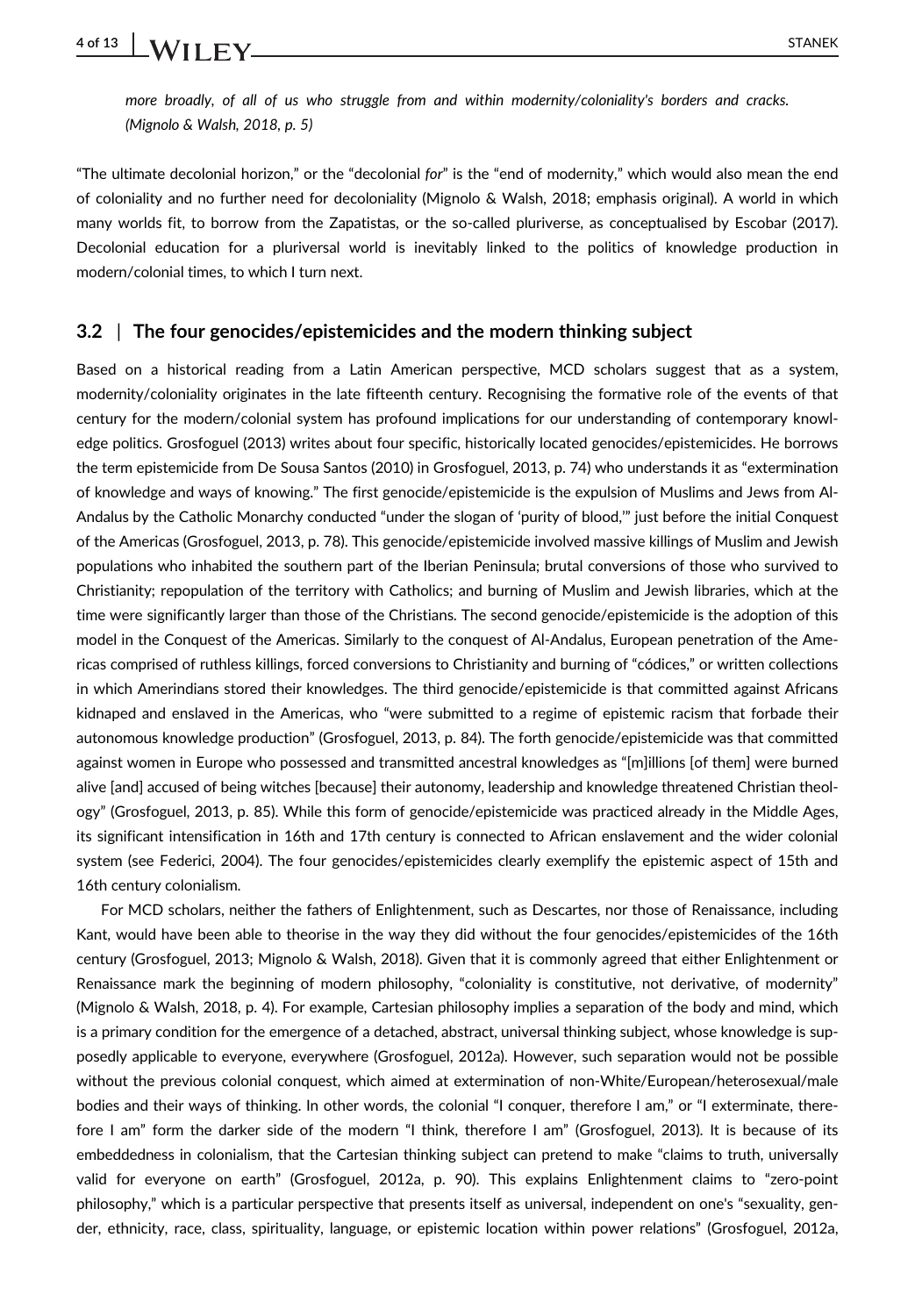*more broadly, of all of us who struggle from and within modernity/coloniality's borders and cracks. (Mignolo & Walsh, 2018, p. 5)*

"The ultimate decolonial horizon," or the "decolonial *for*" is the "end of modernity," which would also mean the end of coloniality and no further need for decoloniality (Mignolo & Walsh, 2018; emphasis original). A world in which many worlds fit, to borrow from the Zapatistas, or the so-called pluriverse, as conceptualised by Escobar (2017). Decolonial education for a pluriversal world is inevitably linked to the politics of knowledge production in modern/colonial times, to which I turn next.

### 3.2 | The four genocides/epistemicides and the modern thinking subject

Based on a historical reading from a Latin American perspective, MCD scholars suggest that as a system, modernity/coloniality originates in the late fifteenth century. Recognising the formative role of the events of that century for the modern/colonial system has profound implications for our understanding of contemporary knowledge politics. Grosfoguel (2013) writes about four specific, historically located genocides/epistemicides. He borrows the term epistemicide from De Sousa Santos (2010) in Grosfoguel, 2013, p. 74) who understands it as "extermination of knowledge and ways of knowing." The first genocide/epistemicide is the expulsion of Muslims and Jews from Al-Andalus by the Catholic Monarchy conducted "under the slogan of 'purity of blood,'" just before the initial Conquest of the Americas (Grosfoguel, 2013, p. 78). This genocide/epistemicide involved massive killings of Muslim and Jewish populations who inhabited the southern part of the Iberian Peninsula; brutal conversions of those who survived to Christianity; repopulation of the territory with Catholics; and burning of Muslim and Jewish libraries, which at the time were significantly larger than those of the Christians. The second genocide/epistemicide is the adoption of this model in the Conquest of the Americas. Similarly to the conquest of Al-Andalus, European penetration of the Americas comprised of ruthless killings, forced conversions to Christianity and burning of "códices," or written collections in which Amerindians stored their knowledges. The third genocide/epistemicide is that committed against Africans kidnaped and enslaved in the Americas, who "were submitted to a regime of epistemic racism that forbade their autonomous knowledge production" (Grosfoguel, 2013, p. 84). The forth genocide/epistemicide was that committed against women in Europe who possessed and transmitted ancestral knowledges as "[m]illions [of them] were burned alive [and] accused of being witches [because] their autonomy, leadership and knowledge threatened Christian theology" (Grosfoguel, 2013, p. 85). While this form of genocide/epistemicide was practiced already in the Middle Ages, its significant intensification in 16th and 17th century is connected to African enslavement and the wider colonial system (see Federici, 2004). The four genocides/epistemicides clearly exemplify the epistemic aspect of 15th and 16th century colonialism.

For MCD scholars, neither the fathers of Enlightenment, such as Descartes, nor those of Renaissance, including Kant, would have been able to theorise in the way they did without the four genocides/epistemicides of the 16th century (Grosfoguel, 2013; Mignolo & Walsh, 2018). Given that it is commonly agreed that either Enlightenment or Renaissance mark the beginning of modern philosophy, "coloniality is constitutive, not derivative, of modernity" (Mignolo & Walsh, 2018, p. 4). For example, Cartesian philosophy implies a separation of the body and mind, which is a primary condition for the emergence of a detached, abstract, universal thinking subject, whose knowledge is supposedly applicable to everyone, everywhere (Grosfoguel, 2012a). However, such separation would not be possible without the previous colonial conquest, which aimed at extermination of non-White/European/heterosexual/male bodies and their ways of thinking. In other words, the colonial "I conquer, therefore I am," or "I exterminate, therefore I am" form the darker side of the modern "I think, therefore I am" (Grosfoguel, 2013). It is because of its embeddedness in colonialism, that the Cartesian thinking subject can pretend to make "claims to truth, universally valid for everyone on earth" (Grosfoguel, 2012a, p. 90). This explains Enlightenment claims to "zero-point philosophy," which is a particular perspective that presents itself as universal, independent on one's "sexuality, gender, ethnicity, race, class, spirituality, language, or epistemic location within power relations" (Grosfoguel, 2012a,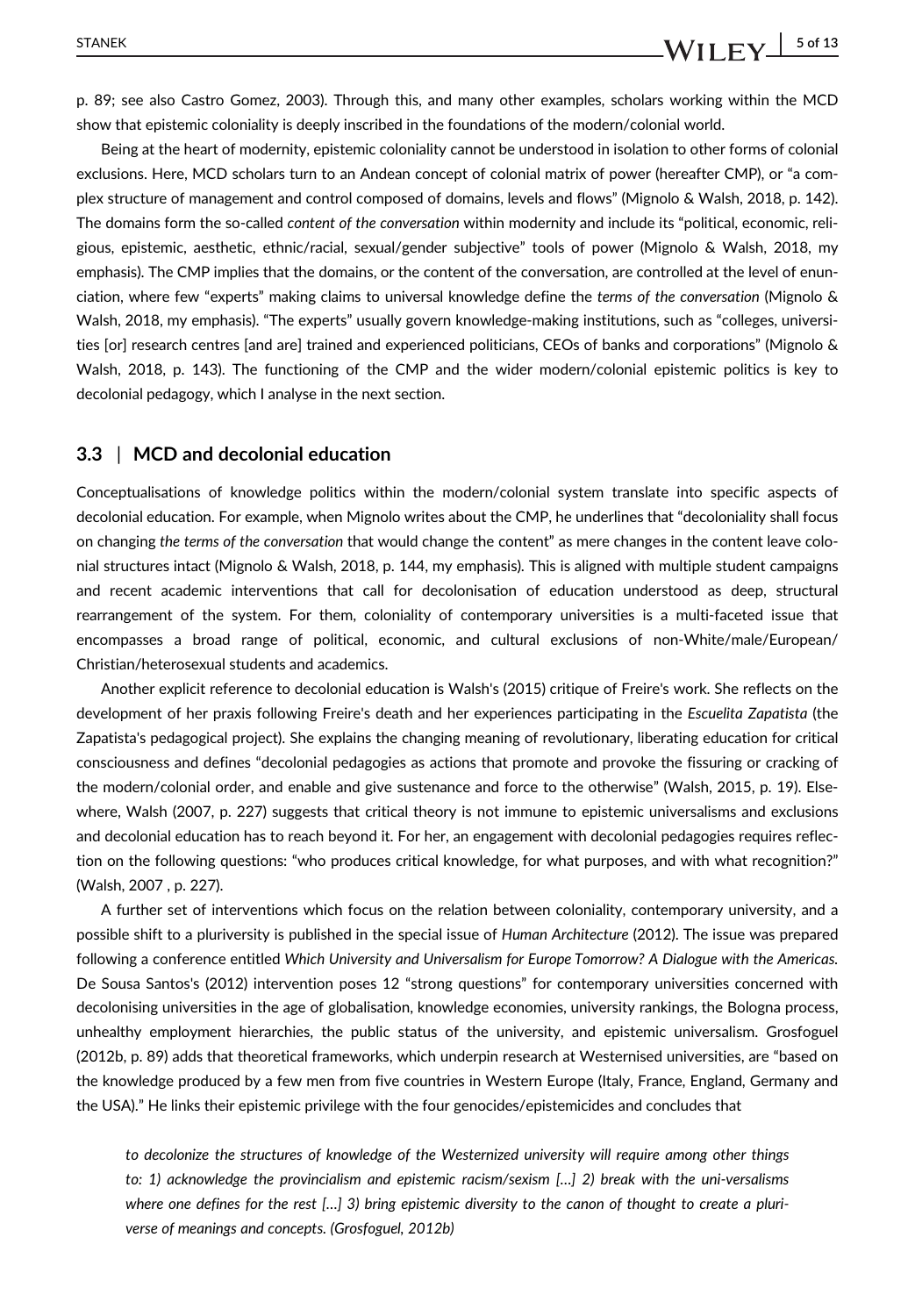p. 89; see also Castro Gomez, 2003). Through this, and many other examples, scholars working within the MCD show that epistemic coloniality is deeply inscribed in the foundations of the modern/colonial world.

Being at the heart of modernity, epistemic coloniality cannot be understood in isolation to other forms of colonial exclusions. Here, MCD scholars turn to an Andean concept of colonial matrix of power (hereafter CMP), or "a complex structure of management and control composed of domains, levels and flows" (Mignolo & Walsh, 2018, p. 142). The domains form the so-called *content of the conversation* within modernity and include its "political, economic, religious, epistemic, aesthetic, ethnic/racial, sexual/gender subjective" tools of power (Mignolo & Walsh, 2018, my emphasis). The CMP implies that the domains, or the content of the conversation, are controlled at the level of enunciation, where few "experts" making claims to universal knowledge define the *terms of the conversation* (Mignolo & Walsh, 2018, my emphasis). "The experts" usually govern knowledge-making institutions, such as "colleges, universities [or] research centres [and are] trained and experienced politicians, CEOs of banks and corporations" (Mignolo & Walsh, 2018, p. 143). The functioning of the CMP and the wider modern/colonial epistemic politics is key to decolonial pedagogy, which I analyse in the next section.

### 3.3 | MCD and decolonial education

Conceptualisations of knowledge politics within the modern/colonial system translate into specific aspects of decolonial education. For example, when Mignolo writes about the CMP, he underlines that "decoloniality shall focus on changing *the terms of the conversation* that would change the content" as mere changes in the content leave colonial structures intact (Mignolo & Walsh, 2018, p. 144, my emphasis). This is aligned with multiple student campaigns and recent academic interventions that call for decolonisation of education understood as deep, structural rearrangement of the system. For them, coloniality of contemporary universities is a multi-faceted issue that encompasses a broad range of political, economic, and cultural exclusions of non-White/male/European/Christian/heterosexual students and academics.

Another explicit reference to decolonial education is Walsh's (2015) critique of Freire's work. She reflects on the development of her praxis following Freire's death and her experiences participating in the *Escuelita Zapatista* (the Zapatista's pedagogical project). She explains the changing meaning of revolutionary, liberating education for critical consciousness and defines "decolonial pedagogies as actions that promote and provoke the fissuring or cracking of the modern/colonial order, and enable and give sustenance and force to the otherwise" (Walsh, 2015, p. 19). Elsewhere, Walsh (2007, p. 227) suggests that critical theory is not immune to epistemic universalisms and exclusions and decolonial education has to reach beyond it. For her, an engagement with decolonial pedagogies requires reflection on the following questions: "who produces critical knowledge, for what purposes, and with what recognition?" (Walsh, 2007 , p. 227).

A further set of interventions which focus on the relation between coloniality, contemporary university, and a possible shift to a pluriversity is published in the special issue of *Human Architecture* (2012). The issue was prepared following a conference entitled *Which University and Universalism for Europe Tomorrow? A Dialogue with the Americas*. De Sousa Santos's (2012) intervention poses 12 "strong questions" for contemporary universities concerned with decolonising universities in the age of globalisation, knowledge economies, university rankings, the Bologna process, unhealthy employment hierarchies, the public status of the university, and epistemic universalism. Grosfoguel (2012b, p. 89) adds that theoretical frameworks, which underpin research at Westernised universities, are "based on the knowledge produced by a few men from five countries in Western Europe (Italy, France, England, Germany and the USA)." He links their epistemic privilege with the four genocides/epistemicides and concludes that

> *to decolonize the structures of knowledge of the Westernized university will require among other things to: 1) acknowledge the provincialism and epistemic racism/sexism […] 2) break with the uni-versalisms where one defines for the rest […] 3) bring epistemic diversity to the canon of thought to create a pluriverse of meanings and concepts. (Grosfoguel, 2012b)*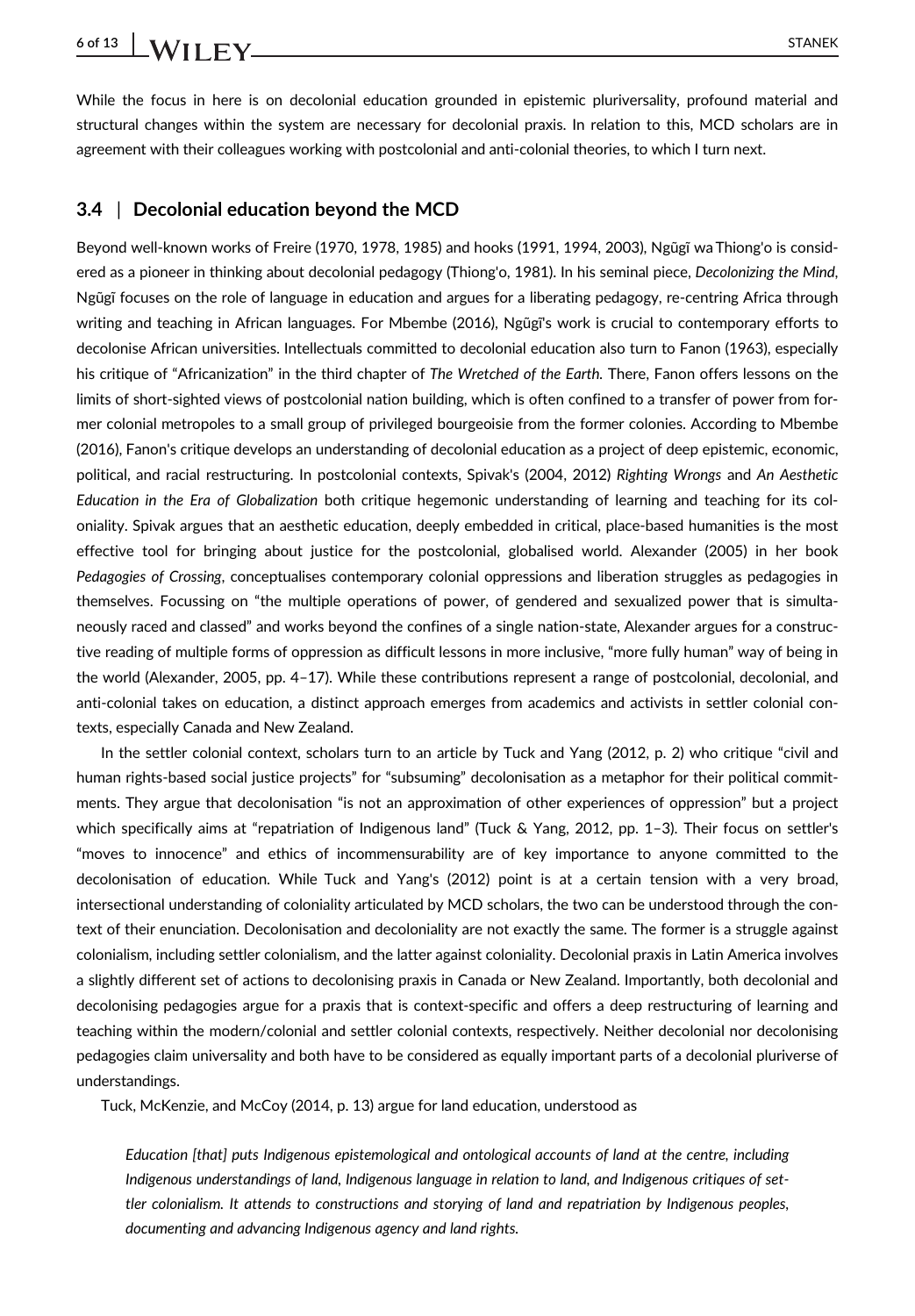While the focus in here is on decolonial education grounded in epistemic pluriversality, profound material and structural changes within the system are necessary for decolonial praxis. In relation to this, MCD scholars are in agreement with their colleagues working with postcolonial and anti-colonial theories, to which I turn next.

### 3.4 | Decolonial education beyond the MCD

Beyond well-known works of Freire (1970, 1978, 1985) and hooks (1991, 1994, 2003), Ngũgĩ wa Thiong'o is considered as a pioneer in thinking about decolonial pedagogy (Thiong'o, 1981). In his seminal piece, *Decolonizing the Mind*, Ngũgĩ focuses on the role of language in education and argues for a liberating pedagogy, re-centring Africa through writing and teaching in African languages. For Mbembe (2016), Ngũgĩ's work is crucial to contemporary efforts to decolonise African universities. Intellectuals committed to decolonial education also turn to Fanon (1963), especially his critique of "Africanization" in the third chapter of *The Wretched of the Earth*. There, Fanon offers lessons on the limits of short-sighted views of postcolonial nation building, which is often confined to a transfer of power from former colonial metropoles to a small group of privileged bourgeoisie from the former colonies. According to Mbembe (2016), Fanon's critique develops an understanding of decolonial education as a project of deep epistemic, economic, political, and racial restructuring. In postcolonial contexts, Spivak's (2004, 2012) *Righting Wrongs* and *An Aesthetic Education in the Era of Globalization* both critique hegemonic understanding of learning and teaching for its coloniality. Spivak argues that an aesthetic education, deeply embedded in critical, place-based humanities is the most effective tool for bringing about justice for the postcolonial, globalised world. Alexander (2005) in her book *Pedagogies of Crossing*, conceptualises contemporary colonial oppressions and liberation struggles as pedagogies in themselves. Focussing on "the multiple operations of power, of gendered and sexualized power that is simultaneously raced and classed" and works beyond the confines of a single nation-state, Alexander argues for a constructive reading of multiple forms of oppression as difficult lessons in more inclusive, "more fully human" way of being in the world (Alexander, 2005, pp. 4–17). While these contributions represent a range of postcolonial, decolonial, and anti-colonial takes on education, a distinct approach emerges from academics and activists in settler colonial contexts, especially Canada and New Zealand.

In the settler colonial context, scholars turn to an article by Tuck and Yang (2012, p. 2) who critique "civil and human rights-based social justice projects" for "subsuming" decolonisation as a metaphor for their political commitments. They argue that decolonisation "is not an approximation of other experiences of oppression" but a project which specifically aims at "repatriation of Indigenous land" (Tuck & Yang, 2012, pp. 1–3). Their focus on settler's "moves to innocence" and ethics of incommensurability are of key importance to anyone committed to the decolonisation of education. While Tuck and Yang's (2012) point is at a certain tension with a very broad, intersectional understanding of coloniality articulated by MCD scholars, the two can be understood through the context of their enunciation. Decolonisation and decoloniality are not exactly the same. The former is a struggle against colonialism, including settler colonialism, and the latter against coloniality. Decolonial praxis in Latin America involves a slightly different set of actions to decolonising praxis in Canada or New Zealand. Importantly, both decolonial and decolonising pedagogies argue for a praxis that is context-specific and offers a deep restructuring of learning and teaching within the modern/colonial and settler colonial contexts, respectively. Neither decolonial nor decolonising pedagogies claim universality and both have to be considered as equally important parts of a decolonial pluriverse of understandings.

Tuck, McKenzie, and McCoy (2014, p. 13) argue for land education, understood as

> *Education [that] puts Indigenous epistemological and ontological accounts of land at the centre, including Indigenous understandings of land, Indigenous language in relation to land, and Indigenous critiques of settler colonialism. It attends to constructions and storying of land and repatriation by Indigenous peoples, documenting and advancing Indigenous agency and land rights.*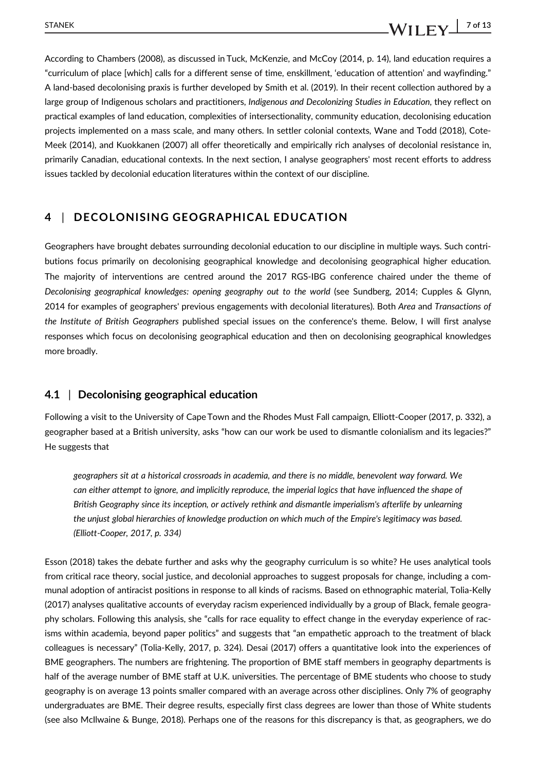According to Chambers (2008), as discussed in Tuck, McKenzie, and McCoy (2014, p. 14), land education requires a "curriculum of place [which] calls for a different sense of time, enskillment, 'education of attention' and wayfinding." A land-based decolonising praxis is further developed by Smith et al. (2019). In their recent collection authored by a large group of Indigenous scholars and practitioners, *Indigenous and Decolonizing Studies in Education*, they reflect on practical examples of land education, complexities of intersectionality, community education, decolonising education projects implemented on a mass scale, and many others. In settler colonial contexts, Wane and Todd (2018), Cote-Meek (2014), and Kuokkanen (2007) all offer theoretically and empirically rich analyses of decolonial resistance in, primarily Canadian, educational contexts. In the next section, I analyse geographers' most recent efforts to address issues tackled by decolonial education literatures within the context of our discipline.

## 4 | DECOLONISING GEOGRAPHICAL EDUCATION

Geographers have brought debates surrounding decolonial education to our discipline in multiple ways. Such contributions focus primarily on decolonising geographical knowledge and decolonising geographical higher education. The majority of interventions are centred around the 2017 RGS-IBG conference chaired under the theme of *Decolonising geographical knowledges: opening geography out to the world* (see Sundberg, 2014; Cupples & Glynn, 2014 for examples of geographers' previous engagements with decolonial literatures). Both *Area* and *Transactions of the Institute of British Geographers* published special issues on the conference's theme. Below, I will first analyse responses which focus on decolonising geographical education and then on decolonising geographical knowledges more broadly.

### 4.1 | Decolonising geographical education

Following a visit to the University of Cape Town and the Rhodes Must Fall campaign, Elliott-Cooper (2017, p. 332), a geographer based at a British university, asks "how can our work be used to dismantle colonialism and its legacies?" He suggests that

> *geographers sit at a historical crossroads in academia, and there is no middle, benevolent way forward. We can either attempt to ignore, and implicitly reproduce, the imperial logics that have influenced the shape of British Geography since its inception, or actively rethink and dismantle imperialism's afterlife by unlearning the unjust global hierarchies of knowledge production on which much of the Empire's legitimacy was based. (Elliott-Cooper, 2017, p. 334)*

Esson (2018) takes the debate further and asks why the geography curriculum is so white? He uses analytical tools from critical race theory, social justice, and decolonial approaches to suggest proposals for change, including a communal adoption of antiracist positions in response to all kinds of racisms. Based on ethnographic material, Tolia-Kelly (2017) analyses qualitative accounts of everyday racism experienced individually by a group of Black, female geography scholars. Following this analysis, she "calls for race equality to effect change in the everyday experience of racisms within academia, beyond paper politics" and suggests that "an empathetic approach to the treatment of black colleagues is necessary" (Tolia-Kelly, 2017, p. 324). Desai (2017) offers a quantitative look into the experiences of BME geographers. The numbers are frightening. The proportion of BME staff members in geography departments is half of the average number of BME staff at U.K. universities. The percentage of BME students who choose to study geography is on average 13 points smaller compared with an average across other disciplines. Only 7% of geography undergraduates are BME. Their degree results, especially first class degrees are lower than those of White students (see also McIlwaine & Bunge, 2018). Perhaps one of the reasons for this discrepancy is that, as geographers, we do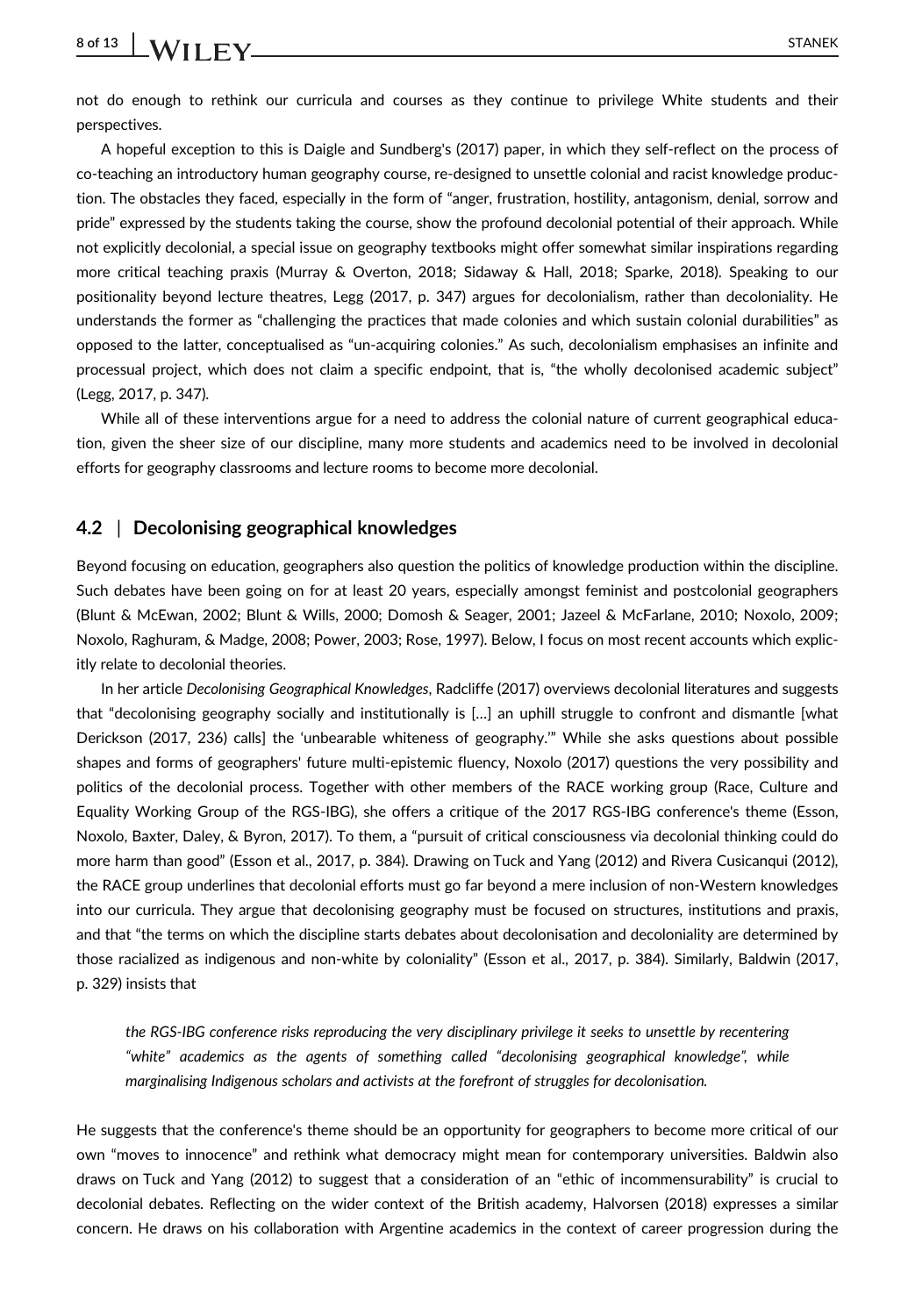not do enough to rethink our curricula and courses as they continue to privilege White students and their perspectives.

A hopeful exception to this is Daigle and Sundberg's (2017) paper, in which they self-reflect on the process of co-teaching an introductory human geography course, re-designed to unsettle colonial and racist knowledge production. The obstacles they faced, especially in the form of "anger, frustration, hostility, antagonism, denial, sorrow and pride" expressed by the students taking the course, show the profound decolonial potential of their approach. While not explicitly decolonial, a special issue on geography textbooks might offer somewhat similar inspirations regarding more critical teaching praxis (Murray & Overton, 2018; Sidaway & Hall, 2018; Sparke, 2018). Speaking to our positionality beyond lecture theatres, Legg (2017, p. 347) argues for decolonialism, rather than decoloniality. He understands the former as "challenging the practices that made colonies and which sustain colonial durabilities" as opposed to the latter, conceptualised as "un-acquiring colonies." As such, decolonialism emphasises an infinite and processual project, which does not claim a specific endpoint, that is, "the wholly decolonised academic subject" (Legg, 2017, p. 347).

While all of these interventions argue for a need to address the colonial nature of current geographical education, given the sheer size of our discipline, many more students and academics need to be involved in decolonial efforts for geography classrooms and lecture rooms to become more decolonial.

## 4.2 | Decolonising geographical knowledges

Beyond focusing on education, geographers also question the politics of knowledge production within the discipline. Such debates have been going on for at least 20 years, especially amongst feminist and postcolonial geographers (Blunt & McEwan, 2002; Blunt & Wills, 2000; Domosh & Seager, 2001; Jazeel & McFarlane, 2010; Noxolo, 2009; Noxolo, Raghuram, & Madge, 2008; Power, 2003; Rose, 1997). Below, I focus on most recent accounts which explicitly relate to decolonial theories.

In her article *Decolonising Geographical Knowledges*, Radcliffe (2017) overviews decolonial literatures and suggests that "decolonising geography socially and institutionally is […] an uphill struggle to confront and dismantle [what Derickson (2017, 236) calls] the 'unbearable whiteness of geography.'" While she asks questions about possible shapes and forms of geographers' future multi-epistemic fluency, Noxolo (2017) questions the very possibility and politics of the decolonial process. Together with other members of the RACE working group (Race, Culture and Equality Working Group of the RGS-IBG), she offers a critique of the 2017 RGS-IBG conference's theme (Esson, Noxolo, Baxter, Daley, & Byron, 2017). To them, a "pursuit of critical consciousness via decolonial thinking could do more harm than good" (Esson et al., 2017, p. 384). Drawing on Tuck and Yang (2012) and Rivera Cusicanqui (2012), the RACE group underlines that decolonial efforts must go far beyond a mere inclusion of non-Western knowledges into our curricula. They argue that decolonising geography must be focused on structures, institutions and praxis, and that "the terms on which the discipline starts debates about decolonisation and decoloniality are determined by those racialized as indigenous and non-white by coloniality" (Esson et al., 2017, p. 384). Similarly, Baldwin (2017, p. 329) insists that

> *the RGS-IBG conference risks reproducing the very disciplinary privilege it seeks to unsettle by recentering "white" academics as the agents of something called "decolonising geographical knowledge", while marginalising Indigenous scholars and activists at the forefront of struggles for decolonisation.*

He suggests that the conference's theme should be an opportunity for geographers to become more critical of our own "moves to innocence" and rethink what democracy might mean for contemporary universities. Baldwin also draws on Tuck and Yang (2012) to suggest that a consideration of an "ethic of incommensurability" is crucial to decolonial debates. Reflecting on the wider context of the British academy, Halvorsen (2018) expresses a similar concern. He draws on his collaboration with Argentine academics in the context of career progression during the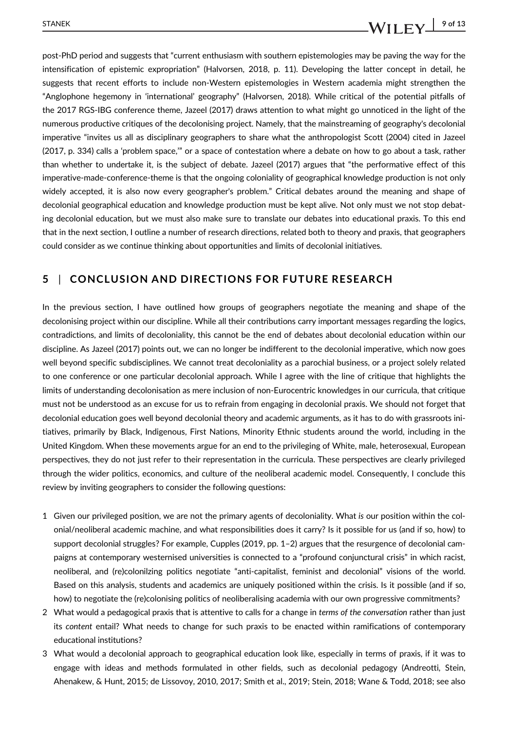post-PhD period and suggests that "current enthusiasm with southern epistemologies may be paving the way for the intensification of epistemic expropriation" (Halvorsen, 2018, p. 11). Developing the latter concept in detail, he suggests that recent efforts to include non-Western epistemologies in Western academia might strengthen the "Anglophone hegemony in 'international' geography" (Halvorsen, 2018). While critical of the potential pitfalls of the 2017 RGS-IBG conference theme, Jazeel (2017) draws attention to what might go unnoticed in the light of the numerous productive critiques of the decolonising project. Namely, that the mainstreaming of geography's decolonial imperative "invites us all as disciplinary geographers to share what the anthropologist Scott (2004) cited in Jazeel (2017, p. 334) calls a 'problem space,'" or a space of contestation where a debate on how to go about a task, rather than whether to undertake it, is the subject of debate. Jazeel (2017) argues that "the performative effect of this imperative-made-conference-theme is that the ongoing coloniality of geographical knowledge production is not only widely accepted, it is also now every geographer's problem." Critical debates around the meaning and shape of decolonial geographical education and knowledge production must be kept alive. Not only must we not stop debating decolonial education, but we must also make sure to translate our debates into educational praxis. To this end that in the next section, I outline a number of research directions, related both to theory and praxis, that geographers could consider as we continue thinking about opportunities and limits of decolonial initiatives.

## 5 | CONCLUSION AND DIRECTIONS FOR FUTURE RESEARCH

In the previous section, I have outlined how groups of geographers negotiate the meaning and shape of the decolonising project within our discipline. While all their contributions carry important messages regarding the logics, contradictions, and limits of decoloniality, this cannot be the end of debates about decolonial education within our discipline. As Jazeel (2017) points out, we can no longer be indifferent to the decolonial imperative, which now goes well beyond specific subdisciplines. We cannot treat decoloniality as a parochial business, or a project solely related to one conference or one particular decolonial approach. While I agree with the line of critique that highlights the limits of understanding decolonisation as mere inclusion of non-Eurocentric knowledges in our curricula, that critique must not be understood as an excuse for us to refrain from engaging in decolonial praxis. We should not forget that decolonial education goes well beyond decolonial theory and academic arguments, as it has to do with grassroots initiatives, primarily by Black, Indigenous, First Nations, Minority Ethnic students around the world, including in the United Kingdom. When these movements argue for an end to the privileging of White, male, heterosexual, European perspectives, they do not just refer to their representation in the curricula. These perspectives are clearly privileged through the wider politics, economics, and culture of the neoliberal academic model. Consequently, I conclude this review by inviting geographers to consider the following questions:

1. Given our privileged position, we are not the primary agents of decoloniality. What *is* our position within the colonial/neoliberal academic machine, and what responsibilities does it carry? Is it possible for us (and if so, how) to support decolonial struggles? For example, Cupples (2019, pp. 1–2) argues that the resurgence of decolonial campaigns at contemporary westernised universities is connected to a "profound conjunctural crisis" in which racist, neoliberal, and (re)colonilzing politics negotiate "anti-capitalist, feminist and decolonial" visions of the world. Based on this analysis, students and academics are uniquely positioned within the crisis. Is it possible (and if so, how) to negotiate the (re)colonising politics of neoliberalising academia with our own progressive commitments?
2. What would a pedagogical praxis that is attentive to calls for a change in *terms of the conversation* rather than just its *content* entail? What needs to change for such praxis to be enacted within ramifications of contemporary educational institutions?
3. What would a decolonial approach to geographical education look like, especially in terms of praxis, if it was to engage with ideas and methods formulated in other fields, such as decolonial pedagogy (Andreotti, Stein, Ahenakew, & Hunt, 2015; de Lissovoy, 2010, 2017; Smith et al., 2019; Stein, 2018; Wane & Todd, 2018; see also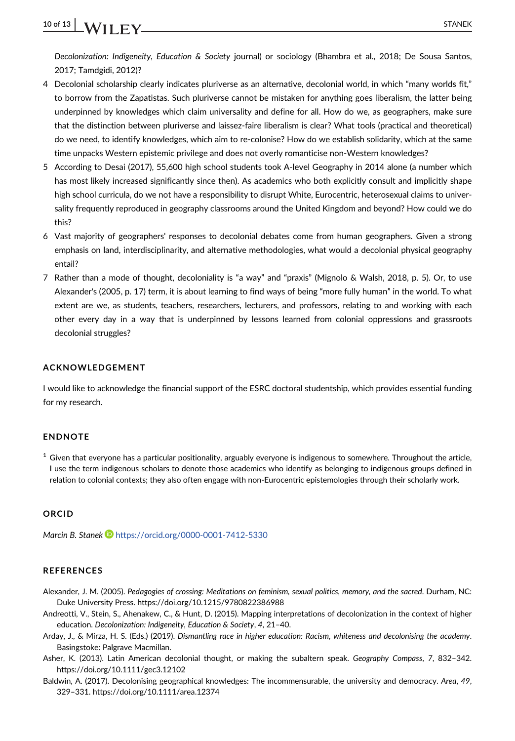*Decolonization: Indigeneity, Education & Society* journal) or sociology (Bhambra et al., 2018; De Sousa Santos, 2017; Tamdgidi, 2012)?

4. Decolonial scholarship clearly indicates pluriverse as an alternative, decolonial world, in which "many worlds fit," to borrow from the Zapatistas. Such pluriverse cannot be mistaken for anything goes liberalism, the latter being underpinned by knowledges which claim universality and define for all. How do we, as geographers, make sure that the distinction between pluriverse and laissez-faire liberalism is clear? What tools (practical and theoretical) do we need, to identify knowledges, which aim to re-colonise? How do we establish solidarity, which at the same time unpacks Western epistemic privilege and does not overly romanticise non-Western knowledges?
5. According to Desai (2017), 55,600 high school students took A-level Geography in 2014 alone (a number which has most likely increased significantly since then). As academics who both explicitly consult and implicitly shape high school curricula, do we not have a responsibility to disrupt White, Eurocentric, heterosexual claims to universality frequently reproduced in geography classrooms around the United Kingdom and beyond? How could we do this?
6. Vast majority of geographers' responses to decolonial debates come from human geographers. Given a strong emphasis on land, interdisciplinarity, and alternative methodologies, what would a decolonial physical geography entail?
7. Rather than a mode of thought, decoloniality is "a way" and "praxis" (Mignolo & Walsh, 2018, p. 5). Or, to use Alexander's (2005, p. 17) term, it is about learning to find ways of being "more fully human" in the world. To what extent are we, as students, teachers, researchers, lecturers, and professors, relating to and working with each other every day in a way that is underpinned by lessons learned from colonial oppressions and grassroots decolonial struggles?

## ACKNOWLEDGEMENT

I would like to acknowledge the financial support of the ESRC doctoral studentship, which provides essential funding for my research.

## ENDNOTE

[1] Given that everyone has a particular positionality, arguably everyone is indigenous to somewhere. Throughout the article, I use the term indigenous scholars to denote those academics who identify as belonging to indigenous groups defined in relation to colonial contexts; they also often engage with non-Eurocentric epistemologies through their scholarly work.

## ORCID

*Marcin B. Stanek* https://orcid.org/0000-0001-7412-5330

## REFERENCES

Alexander, J. M. (2005). *Pedagogies of crossing: Meditations on feminism, sexual politics, memory, and the sacred*. Durham, NC: Duke University Press. https://doi.org/10.1215/9780822386988

Andreotti, V., Stein, S., Ahenakew, C., & Hunt, D. (2015). Mapping interpretations of decolonization in the context of higher education. *Decolonization: Indigeneity, Education & Society*, *4*, 21–40.

Arday, J., & Mirza, H. S. (Eds.) (2019). *Dismantling race in higher education: Racism, whiteness and decolonising the academy*. Basingstoke: Palgrave Macmillan.

Asher, K. (2013). Latin American decolonial thought, or making the subaltern speak. *Geography Compass*, *7*, 832–342. https://doi.org/10.1111/gec3.12102

Baldwin, A. (2017). Decolonising geographical knowledges: The incommensurable, the university and democracy. *Area*, *49*, 329–331. https://doi.org/10.1111/area.12374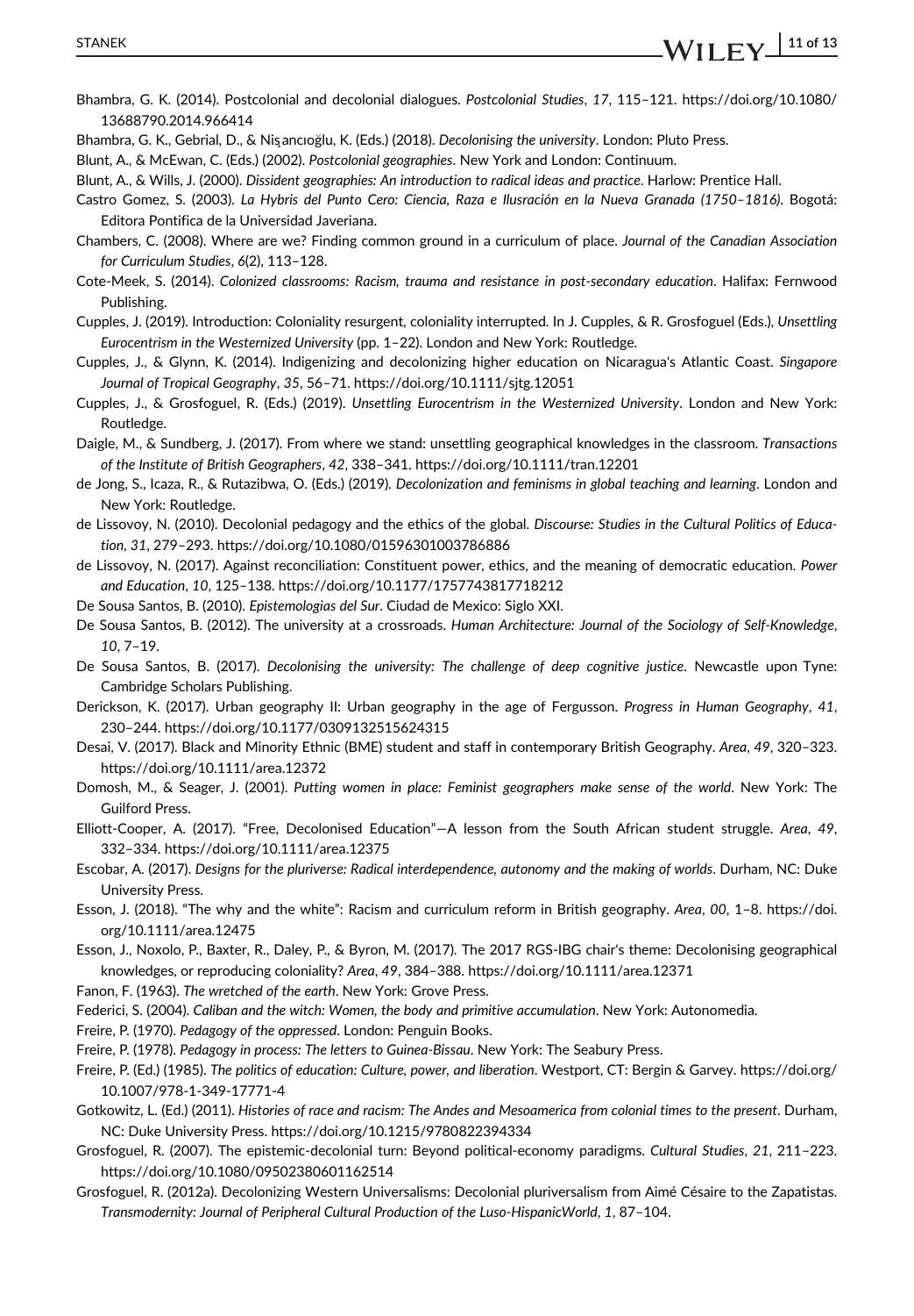Bhambra, G. K. (2014). Postcolonial and decolonial dialogues. *Postcolonial Studies*, *17*, 115–121. https://doi.org/10.1080/13688790.2014.966414

Bhambra, G. K., Gebrial, D., & Nişancıoğlu, K. (Eds.) (2018). *Decolonising the university*. London: Pluto Press.

Blunt, A., & McEwan, C. (Eds.) (2002). *Postcolonial geographies*. New York and London: Continuum.

Blunt, A., & Wills, J. (2000). *Dissident geographies: An introduction to radical ideas and practice*. Harlow: Prentice Hall.

Castro Gomez, S. (2003). *La Hybris del Punto Cero: Ciencia, Raza e Ilusración en la Nueva Granada (1750–1816)*. Bogotá: Editora Pontifica de la Universidad Javeriana.

Chambers, C. (2008). Where are we? Finding common ground in a curriculum of place. *Journal of the Canadian Association for Curriculum Studies*, *6*(2), 113–128.

Cote-Meek, S. (2014). *Colonized classrooms: Racism, trauma and resistance in post-secondary education*. Halifax: Fernwood Publishing.

Cupples, J. (2019). Introduction: Coloniality resurgent, coloniality interrupted. In J. Cupples, & R. Grosfoguel (Eds.), *Unsettling Eurocentrism in the Westernized University* (pp. 1–22). London and New York: Routledge.

Cupples, J., & Glynn, K. (2014). Indigenizing and decolonizing higher education on Nicaragua's Atlantic Coast. *Singapore Journal of Tropical Geography*, *35*, 56–71. https://doi.org/10.1111/sjtg.12051

Cupples, J., & Grosfoguel, R. (Eds.) (2019). *Unsettling Eurocentrism in the Westernized University*. London and New York: Routledge.

Daigle, M., & Sundberg, J. (2017). From where we stand: unsettling geographical knowledges in the classroom. *Transactions of the Institute of British Geographers*, *42*, 338–341. https://doi.org/10.1111/tran.12201

de Jong, S., Icaza, R., & Rutazibwa, O. (Eds.) (2019). *Decolonization and feminisms in global teaching and learning*. London and New York: Routledge.

de Lissovoy, N. (2010). Decolonial pedagogy and the ethics of the global. *Discourse: Studies in the Cultural Politics of Education*, *31*, 279–293. https://doi.org/10.1080/01596301003786886

de Lissovoy, N. (2017). Against reconciliation: Constituent power, ethics, and the meaning of democratic education. *Power and Education*, *10*, 125–138. https://doi.org/10.1177/1757743817718212

De Sousa Santos, B. (2010). *Epistemologias del Sur*. Ciudad de Mexico: Siglo XXI.

De Sousa Santos, B. (2012). The university at a crossroads. *Human Architecture: Journal of the Sociology of Self-Knowledge*, *10*, 7–19.

De Sousa Santos, B. (2017). *Decolonising the university: The challenge of deep cognitive justice*. Newcastle upon Tyne: Cambridge Scholars Publishing.

Derickson, K. (2017). Urban geography II: Urban geography in the age of Fergusson. *Progress in Human Geography*, *41*, 230–244. https://doi.org/10.1177/0309132515624315

Desai, V. (2017). Black and Minority Ethnic (BME) student and staff in contemporary British Geography. *Area*, *49*, 320–323. https://doi.org/10.1111/area.12372

Domosh, M., & Seager, J. (2001). *Putting women in place: Feminist geographers make sense of the world*. New York: The Guilford Press.

Elliott-Cooper, A. (2017). "Free, Decolonised Education"—A lesson from the South African student struggle. *Area*, *49*, 332–334. https://doi.org/10.1111/area.12375

Escobar, A. (2017). *Designs for the pluriverse: Radical interdependence, autonomy and the making of worlds*. Durham, NC: Duke University Press.

Esson, J. (2018). "The why and the white": Racism and curriculum reform in British geography. *Area*, *00*, 1–8. https://doi.org/10.1111/area.12475

Esson, J., Noxolo, P., Baxter, R., Daley, P., & Byron, M. (2017). The 2017 RGS-IBG chair's theme: Decolonising geographical knowledges, or reproducing coloniality? *Area*, *49*, 384–388. https://doi.org/10.1111/area.12371

Fanon, F. (1963). *The wretched of the earth*. New York: Grove Press.

Federici, S. (2004). *Caliban and the witch: Women, the body and primitive accumulation*. New York: Autonomedia.

Freire, P. (1970). *Pedagogy of the oppressed*. London: Penguin Books.

Freire, P. (1978). *Pedagogy in process: The letters to Guinea-Bissau*. New York: The Seabury Press.

Freire, P. (Ed.) (1985). *The politics of education: Culture, power, and liberation*. Westport, CT: Bergin & Garvey. https://doi.org/10.1007/978-1-349-17771-4

Gotkowitz, L. (Ed.) (2011). *Histories of race and racism: The Andes and Mesoamerica from colonial times to the present*. Durham, NC: Duke University Press. https://doi.org/10.1215/9780822394334

Grosfoguel, R. (2007). The epistemic-decolonial turn: Beyond political-economy paradigms. *Cultural Studies*, *21*, 211–223. https://doi.org/10.1080/09502380601162514

Grosfoguel, R. (2012a). Decolonizing Western Universalisms: Decolonial pluriversalism from Aimé Césaire to the Zapatistas. *Transmodernity: Journal of Peripheral Cultural Production of the Luso-HispanicWorld*, *1*, 87–104.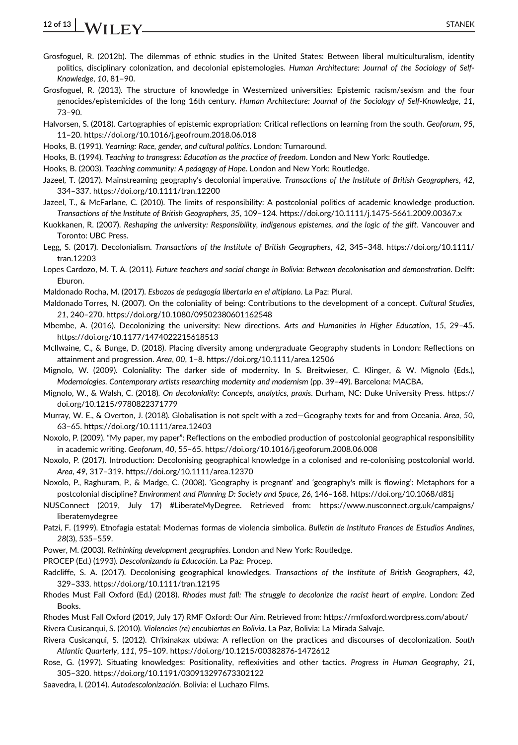Grosfoguel, R. (2012b). The dilemmas of ethnic studies in the United States: Between liberal multiculturalism, identity politics, disciplinary colonization, and decolonial epistemologies. *Human Architecture: Journal of the Sociology of Self-Knowledge*, *10*, 81–90.

Grosfoguel, R. (2013). The structure of knowledge in Westernized universities: Epistemic racism/sexism and the four genocides/epistemicides of the long 16th century. *Human Architecture: Journal of the Sociology of Self-Knowledge*, *11*, 73–90.

Halvorsen, S. (2018). Cartographies of epistemic expropriation: Critical reflections on learning from the south. *Geoforum*, *95*, 11–20. https://doi.org/10.1016/j.geofroum.2018.06.018

Hooks, B. (1991). *Yearning: Race, gender, and cultural politics*. London: Turnaround.

Hooks, B. (1994). *Teaching to transgress: Education as the practice of freedom*. London and New York: Routledge.

Hooks, B. (2003). *Teaching community: A pedagogy of Hope*. London and New York: Routledge.

Jazeel, T. (2017). Mainstreaming geography's decolonial imperative. *Transactions of the Institute of British Geographers*, *42*, 334–337. https://doi.org/10.1111/tran.12200

Jazeel, T., & McFarlane, C. (2010). The limits of responsibility: A postcolonial politics of academic knowledge production. *Transactions of the Institute of British Geographers*, *35*, 109–124. https://doi.org/10.1111/j.1475-5661.2009.00367.x

Kuokkanen, R. (2007). *Reshaping the university: Responsibility, indigenous epistemes, and the logic of the gift*. Vancouver and Toronto: UBC Press.

Legg, S. (2017). Decolonialism. *Transactions of the Institute of British Geographers*, *42*, 345–348. https://doi.org/10.1111/tran.12203

Lopes Cardozo, M. T. A. (2011). *Future teachers and social change in Bolivia: Between decolonisation and demonstration*. Delft: Eburon.

Maldonado Rocha, M. (2017). *Esbozos de pedagogía libertaria en el altiplano*. La Paz: Plural.

Maldonado Torres, N. (2007). On the coloniality of being: Contributions to the development of a concept. *Cultural Studies*, *21*, 240–270. https://doi.org/10.1080/09502380601162548

Mbembe, A. (2016). Decolonizing the university: New directions. *Arts and Humanities in Higher Education*, *15*, 29–45. https://doi.org/10.1177/1474022215618513

McIlwaine, C., & Bunge, D. (2018). Placing diversity among undergraduate Geography students in London: Reflections on attainment and progression. *Area*, *00*, 1–8. https://doi.org/10.1111/area.12506

Mignolo, W. (2009). Coloniality: The darker side of modernity. In S. Breitwieser, C. Klinger, & W. Mignolo (Eds.), *Modernologies. Contemporary artists researching modernity and modernism* (pp. 39–49). Barcelona: MACBA.

Mignolo, W., & Walsh, C. (2018). *On decoloniality: Concepts, analytics, praxis*. Durham, NC: Duke University Press. https://doi.org/10.1215/9780822371779

Murray, W. E., & Overton, J. (2018). Globalisation is not spelt with a zed—Geography texts for and from Oceania. *Area*, *50*, 63–65. https://doi.org/10.1111/area.12403

Noxolo, P. (2009). "My paper, my paper": Reflections on the embodied production of postcolonial geographical responsibility in academic writing. *Geoforum*, *40*, 55–65. https://doi.org/10.1016/j.geoforum.2008.06.008

Noxolo, P. (2017). Introduction: Decolonising geographical knowledge in a colonised and re-colonising postcolonial world. *Area*, *49*, 317–319. https://doi.org/10.1111/area.12370

Noxolo, P., Raghuram, P., & Madge, C. (2008). 'Geography is pregnant' and 'geography's milk is flowing': Metaphors for a postcolonial discipline? *Environment and Planning D: Society and Space*, *26*, 146–168. https://doi.org/10.1068/d81j

NUSConnect (2019, July 17) #LiberateMyDegree. Retrieved from: https://www.nusconnect.org.uk/campaigns/liberatemydegree

Patzi, F. (1999). Etnofagia estatal: Modernas formas de violencia simbolica. *Bulletin de Instituto Frances de Estudios Andines*, *28*(3), 535–559.

Power, M. (2003). *Rethinking development geographies*. London and New York: Routledge.

PROCEP (Ed.) (1993). *Descolonizando la Educación*. La Paz: Procep.

Radcliffe, S. A. (2017). Decolonising geographical knowledges. *Transactions of the Institute of British Geographers*, *42*, 329–333. https://doi.org/10.1111/tran.12195

Rhodes Must Fall Oxford (Ed.) (2018). *Rhodes must fall: The struggle to decolonize the racist heart of empire*. London: Zed Books.

Rhodes Must Fall Oxford (2019, July 17) RMF Oxford: Our Aim. Retrieved from: https://rmfoxford.wordpress.com/about/

Rivera Cusicanqui, S. (2010). *Violencias (re) encubiertas en Bolivia*. La Paz, Bolivia: La Mirada Salvaje.

Rivera Cusicanqui, S. (2012). Ch'ixinakax utxiwa: A reflection on the practices and discourses of decolonization. *South Atlantic Quarterly*, *111*, 95–109. https://doi.org/10.1215/00382876-1472612

Rose, G. (1997). Situating knowledges: Positionality, reflexivities and other tactics. *Progress in Human Geography*, *21*, 305–320. https://doi.org/10.1191/030913297673302122

Saavedra, I. (2014). *Autodescolonización*. Bolivia: el Luchazo Films.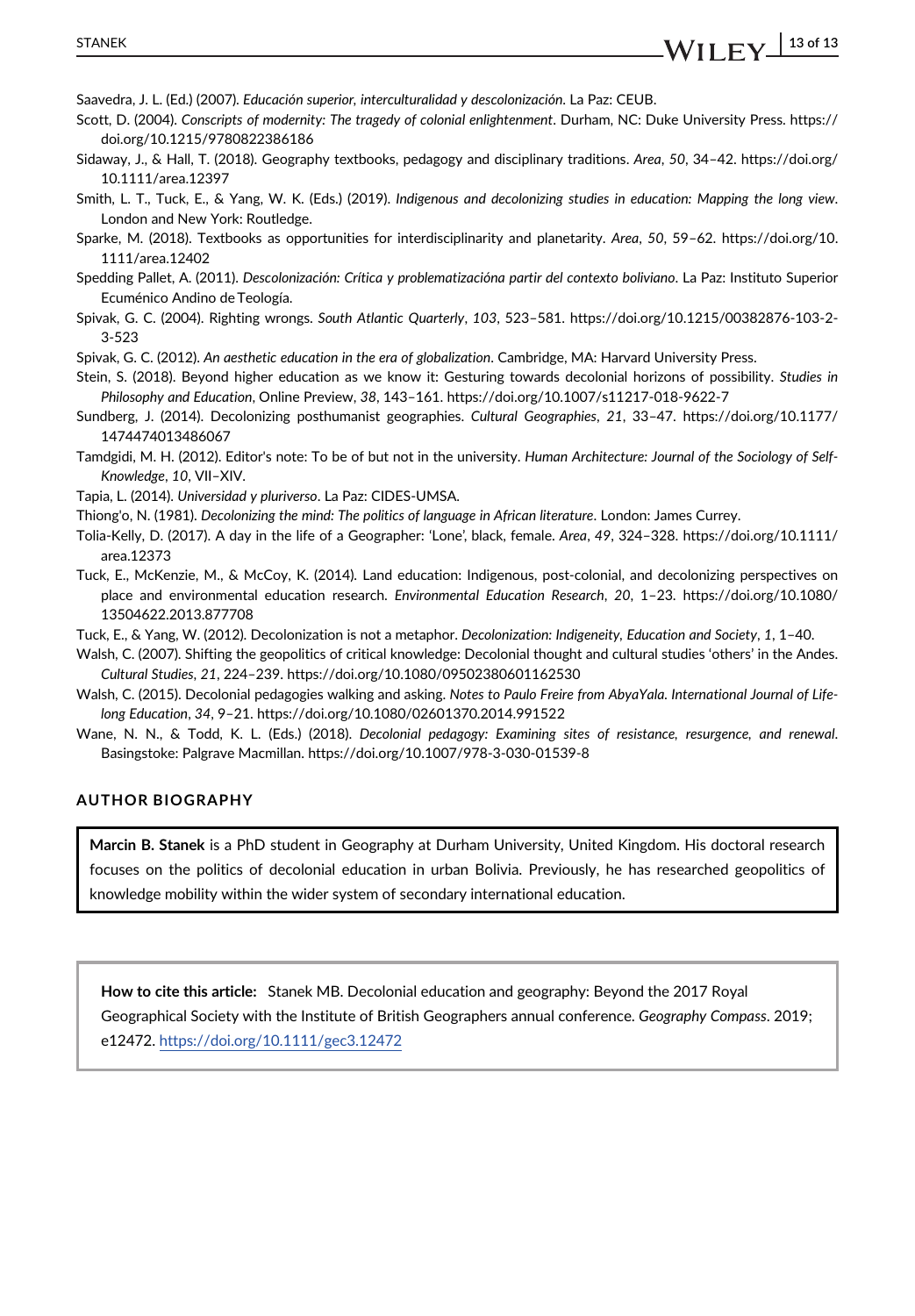Saavedra, J. L. (Ed.) (2007). *Educación superior, interculturalidad y descolonización*. La Paz: CEUB.

Scott, D. (2004). *Conscripts of modernity: The tragedy of colonial enlightenment*. Durham, NC: Duke University Press. https://doi.org/10.1215/9780822386186

Sidaway, J., & Hall, T. (2018). Geography textbooks, pedagogy and disciplinary traditions. *Area*, *50*, 34–42. https://doi.org/10.1111/area.12397

Smith, L. T., Tuck, E., & Yang, W. K. (Eds.) (2019). *Indigenous and decolonizing studies in education: Mapping the long view*. London and New York: Routledge.

Sparke, M. (2018). Textbooks as opportunities for interdisciplinarity and planetarity. *Area*, *50*, 59–62. https://doi.org/10.1111/area.12402

Spedding Pallet, A. (2011). *Descolonización: Crítica y problematizacióna partir del contexto boliviano*. La Paz: Instituto Superior Ecuménico Andino de Teología.

Spivak, G. C. (2004). Righting wrongs. *South Atlantic Quarterly*, *103*, 523–581. https://doi.org/10.1215/00382876-103-2-3-523

Spivak, G. C. (2012). *An aesthetic education in the era of globalization*. Cambridge, MA: Harvard University Press.

Stein, S. (2018). Beyond higher education as we know it: Gesturing towards decolonial horizons of possibility. *Studies in Philosophy and Education*, Online Preview, *38*, 143–161. https://doi.org/10.1007/s11217-018-9622-7

Sundberg, J. (2014). Decolonizing posthumanist geographies. *Cultural Geographies*, *21*, 33–47. https://doi.org/10.1177/1474474013486067

Tamdgidi, M. H. (2012). Editor's note: To be of but not in the university. *Human Architecture: Journal of the Sociology of Self-Knowledge*, *10*, VII–XIV.

Tapia, L. (2014). *Universidad y pluriverso*. La Paz: CIDES-UMSA.

Thiong'o, N. (1981). *Decolonizing the mind: The politics of language in African literature*. London: James Currey.

Tolia-Kelly, D. (2017). A day in the life of a Geographer: 'Lone', black, female. *Area*, *49*, 324–328. https://doi.org/10.1111/area.12373

Tuck, E., McKenzie, M., & McCoy, K. (2014). Land education: Indigenous, post-colonial, and decolonizing perspectives on place and environmental education research. *Environmental Education Research*, *20*, 1–23. https://doi.org/10.1080/13504622.2013.877708

Tuck, E., & Yang, W. (2012). Decolonization is not a metaphor. *Decolonization: Indigeneity, Education and Society*, *1*, 1–40.

Walsh, C. (2007). Shifting the geopolitics of critical knowledge: Decolonial thought and cultural studies 'others' in the Andes. *Cultural Studies*, *21*, 224–239. https://doi.org/10.1080/09502380601162530

Walsh, C. (2015). Decolonial pedagogies walking and asking. Notes to Paulo Freire from AbyaYala. *International Journal of Lifelong Education*, *34*, 9–21. https://doi.org/10.1080/02601370.2014.991522

Wane, N. N., & Todd, K. L. (Eds.) (2018). *Decolonial pedagogy: Examining sites of resistance, resurgence, and renewal*. Basingstoke: Palgrave Macmillan. https://doi.org/10.1007/978-3-030-01539-8

## AUTHOR BIOGRAPHY

**Marcin B. Stanek** is a PhD student in Geography at Durham University, United Kingdom. His doctoral research focuses on the politics of decolonial education in urban Bolivia. Previously, he has researched geopolitics of knowledge mobility within the wider system of secondary international education.

**How to cite this article:** Stanek MB. Decolonial education and geography: Beyond the 2017 Royal Geographical Society with the Institute of British Geographers annual conference. *Geography Compass*. 2019; e12472. https://doi.org/10.1111/gec3.12472